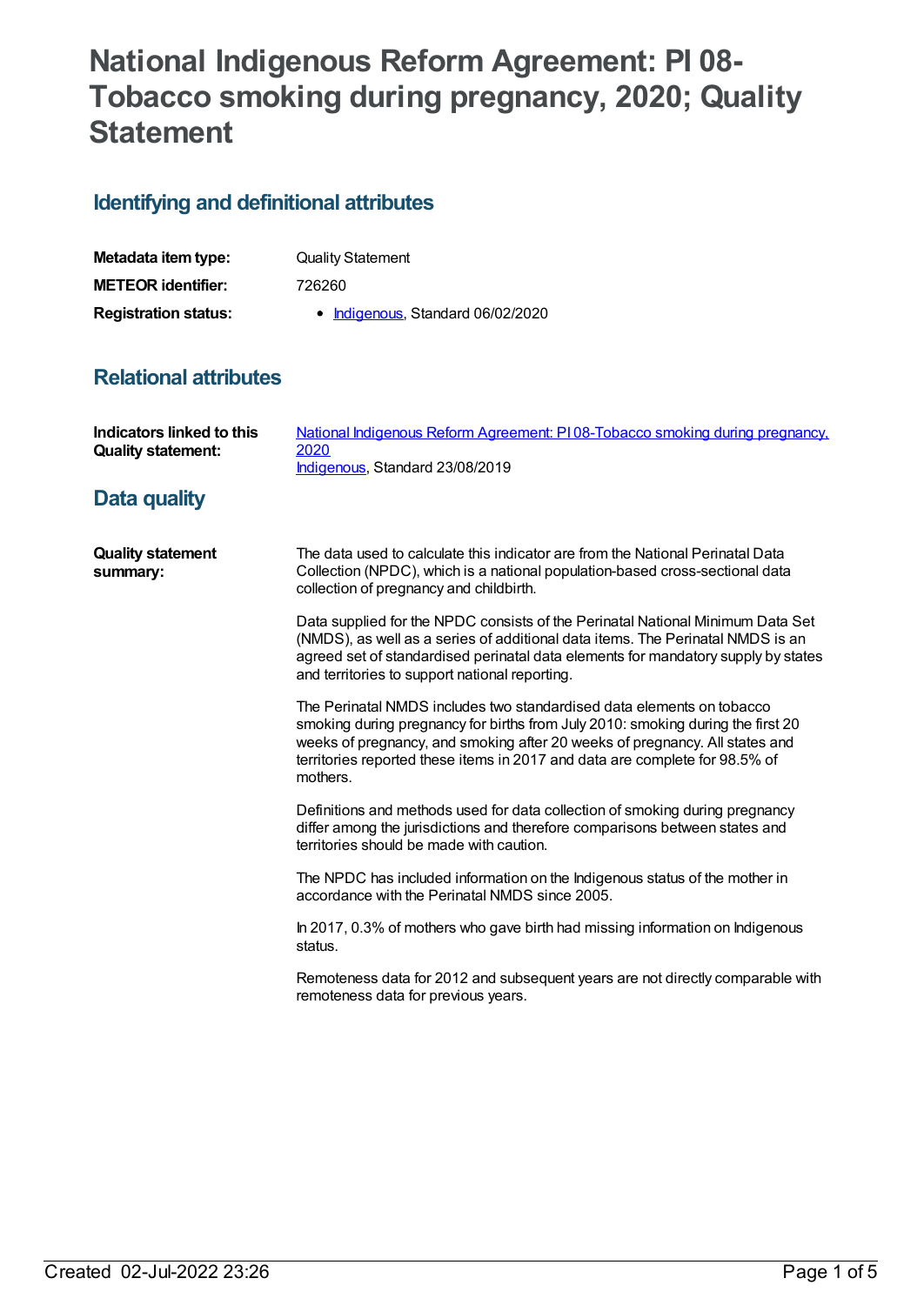# National Indigenous Reform Agreement: PI 08-Tobacco smoking during pregnancy, 2020; Quality Statement

## Identifying and definitional attributes

| | |
|---|---|
| **Metadata item type:** | Quality Statement |
| **METEOR identifier:** | 726260 |
| **Registration status:** | • Indigenous, Standard 06/02/2020 |

## Relational attributes

| | |
|---|---|
| **Indicators linked to this Quality statement:** | National Indigenous Reform Agreement: PI 08-Tobacco smoking during pregnancy, 2020<br>Indigenous, Standard 23/08/2019 |

## Data quality

**Quality statement summary:**

The data used to calculate this indicator are from the National Perinatal Data Collection (NPDC), which is a national population-based cross-sectional data collection of pregnancy and childbirth.

Data supplied for the NPDC consists of the Perinatal National Minimum Data Set (NMDS), as well as a series of additional data items. The Perinatal NMDS is an agreed set of standardised perinatal data elements for mandatory supply by states and territories to support national reporting.

The Perinatal NMDS includes two standardised data elements on tobacco smoking during pregnancy for births from July 2010: smoking during the first 20 weeks of pregnancy, and smoking after 20 weeks of pregnancy. All states and territories reported these items in 2017 and data are complete for 98.5% of mothers.

Definitions and methods used for data collection of smoking during pregnancy differ among the jurisdictions and therefore comparisons between states and territories should be made with caution.

The NPDC has included information on the Indigenous status of the mother in accordance with the Perinatal NMDS since 2005.

In 2017, 0.3% of mothers who gave birth had missing information on Indigenous status.

Remoteness data for 2012 and subsequent years are not directly comparable with remoteness data for previous years.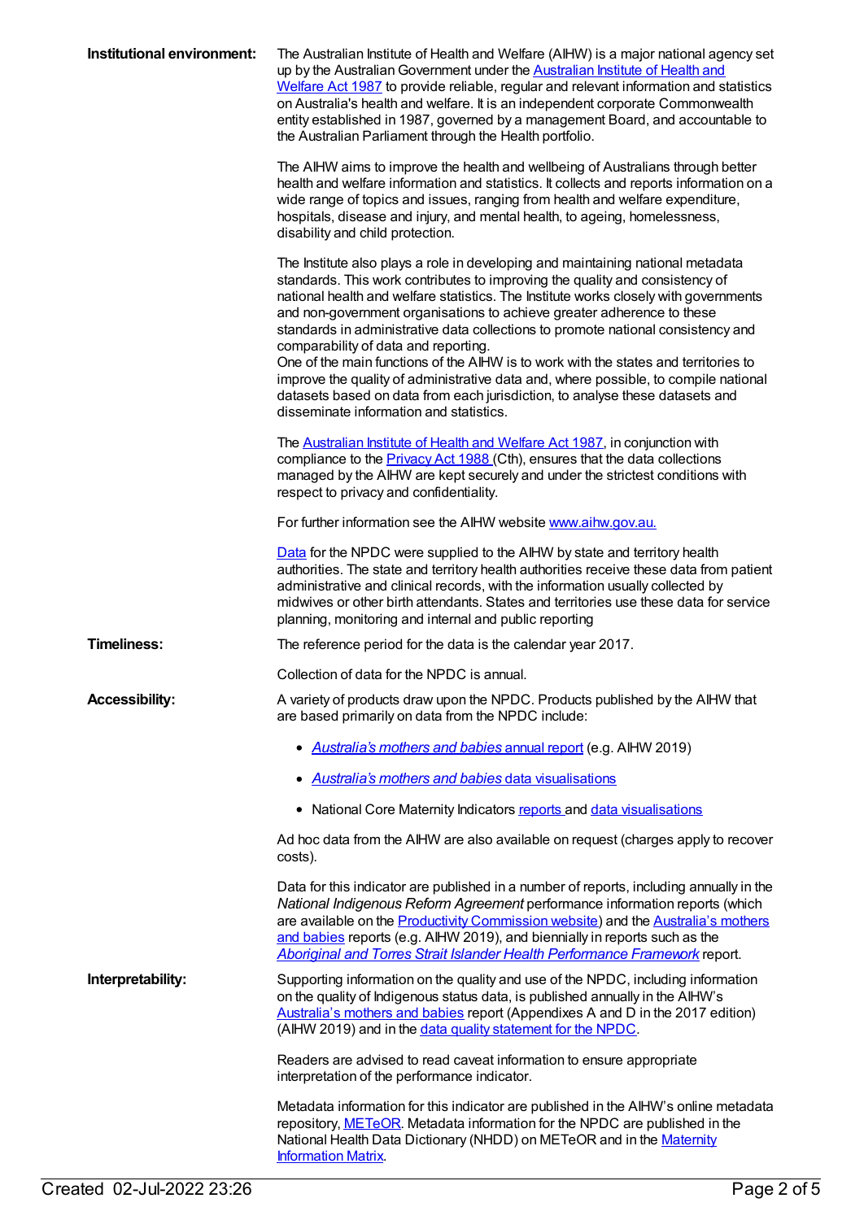**Institutional environment:**

The Australian Institute of Health and Welfare (AIHW) is a major national agency set up by the Australian Government under the Australian Institute of Health and Welfare Act 1987 to provide reliable, regular and relevant information and statistics on Australia's health and welfare. It is an independent corporate Commonwealth entity established in 1987, governed by a management Board, and accountable to the Australian Parliament through the Health portfolio.

The AIHW aims to improve the health and wellbeing of Australians through better health and welfare information and statistics. It collects and reports information on a wide range of topics and issues, ranging from health and welfare expenditure, hospitals, disease and injury, and mental health, to ageing, homelessness, disability and child protection.

The Institute also plays a role in developing and maintaining national metadata standards. This work contributes to improving the quality and consistency of national health and welfare statistics. The Institute works closely with governments and non-government organisations to achieve greater adherence to these standards in administrative data collections to promote national consistency and comparability of data and reporting.
One of the main functions of the AIHW is to work with the states and territories to improve the quality of administrative data and, where possible, to compile national datasets based on data from each jurisdiction, to analyse these datasets and disseminate information and statistics.

The Australian Institute of Health and Welfare Act 1987, in conjunction with compliance to the Privacy Act 1988 (Cth), ensures that the data collections managed by the AIHW are kept securely and under the strictest conditions with respect to privacy and confidentiality.

For further information see the AIHW website www.aihw.gov.au.

Data for the NPDC were supplied to the AIHW by state and territory health authorities. The state and territory health authorities receive these data from patient administrative and clinical records, with the information usually collected by midwives or other birth attendants. States and territories use these data for service planning, monitoring and internal and public reporting

**Timeliness:**

The reference period for the data is the calendar year 2017.

Collection of data for the NPDC is annual.

**Accessibility:**

A variety of products draw upon the NPDC. Products published by the AIHW that are based primarily on data from the NPDC include:

- *Australia's mothers and babies* annual report (e.g. AIHW 2019)
- *Australia's mothers and babies* data visualisations
- National Core Maternity Indicators reports and data visualisations

Ad hoc data from the AIHW are also available on request (charges apply to recover costs).

Data for this indicator are published in a number of reports, including annually in the *National Indigenous Reform Agreement* performance information reports (which are available on the Productivity Commission website) and the Australia's mothers and babies reports (e.g. AIHW 2019), and biennially in reports such as the *Aboriginal and Torres Strait Islander Health Performance Framework* report.

**Interpretability:**

Supporting information on the quality and use of the NPDC, including information on the quality of Indigenous status data, is published annually in the AIHW's Australia's mothers and babies report (Appendixes A and D in the 2017 edition) (AIHW 2019) and in the data quality statement for the NPDC.

Readers are advised to read caveat information to ensure appropriate interpretation of the performance indicator.

Metadata information for this indicator are published in the AIHW's online metadata repository, METeOR. Metadata information for the NPDC are published in the National Health Data Dictionary (NHDD) on METeOR and in the Maternity Information Matrix.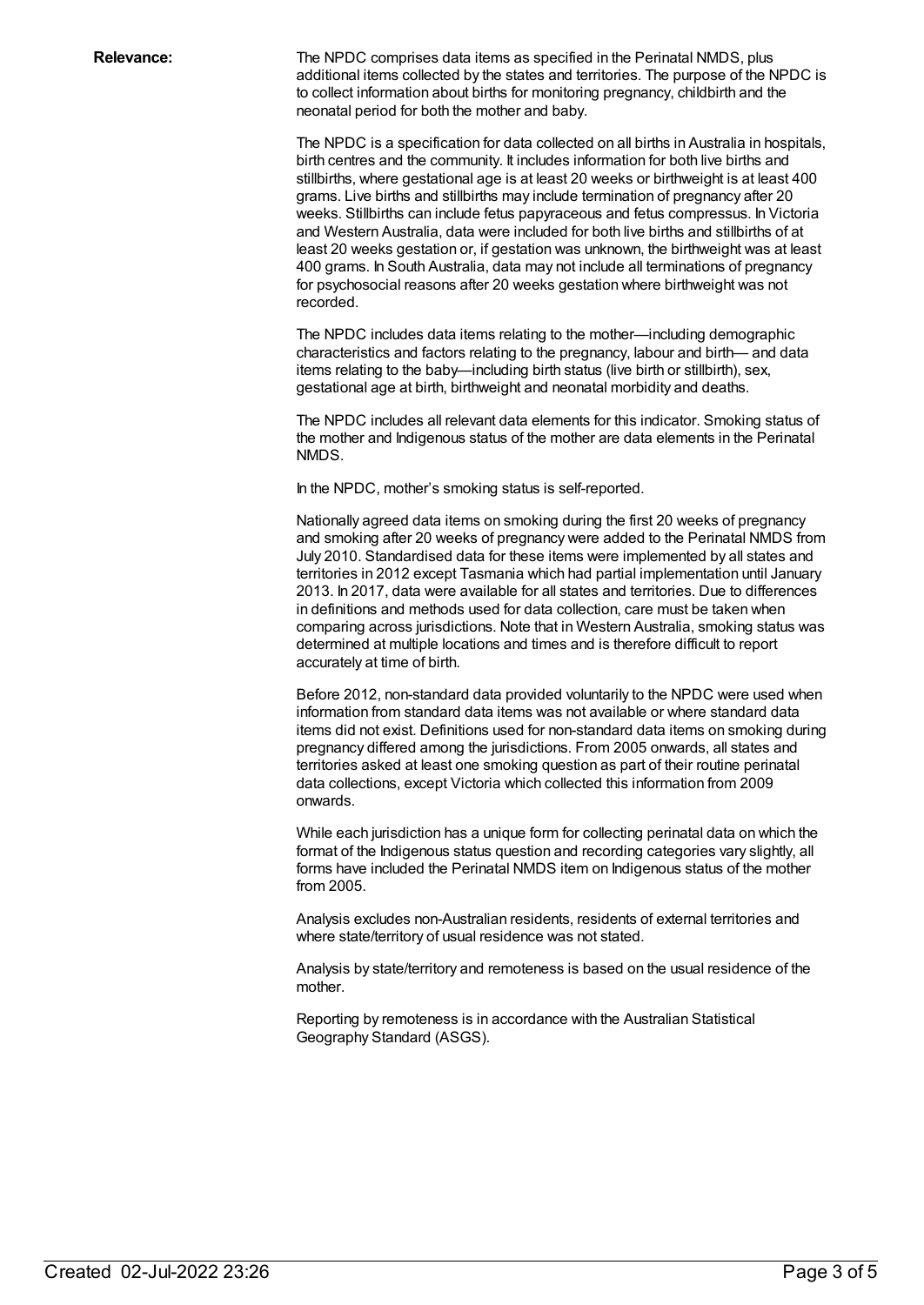**Relevance:**

The NPDC comprises data items as specified in the Perinatal NMDS, plus additional items collected by the states and territories. The purpose of the NPDC is to collect information about births for monitoring pregnancy, childbirth and the neonatal period for both the mother and baby.

The NPDC is a specification for data collected on all births in Australia in hospitals, birth centres and the community. It includes information for both live births and stillbirths, where gestational age is at least 20 weeks or birthweight is at least 400 grams. Live births and stillbirths may include termination of pregnancy after 20 weeks. Stillbirths can include fetus papyraceous and fetus compressus. In Victoria and Western Australia, data were included for both live births and stillbirths of at least 20 weeks gestation or, if gestation was unknown, the birthweight was at least 400 grams. In South Australia, data may not include all terminations of pregnancy for psychosocial reasons after 20 weeks gestation where birthweight was not recorded.

The NPDC includes data items relating to the mother—including demographic characteristics and factors relating to the pregnancy, labour and birth— and data items relating to the baby—including birth status (live birth or stillbirth), sex, gestational age at birth, birthweight and neonatal morbidity and deaths.

The NPDC includes all relevant data elements for this indicator. Smoking status of the mother and Indigenous status of the mother are data elements in the Perinatal NMDS.

In the NPDC, mother's smoking status is self-reported.

Nationally agreed data items on smoking during the first 20 weeks of pregnancy and smoking after 20 weeks of pregnancy were added to the Perinatal NMDS from July 2010. Standardised data for these items were implemented by all states and territories in 2012 except Tasmania which had partial implementation until January 2013. In 2017, data were available for all states and territories. Due to differences in definitions and methods used for data collection, care must be taken when comparing across jurisdictions. Note that in Western Australia, smoking status was determined at multiple locations and times and is therefore difficult to report accurately at time of birth.

Before 2012, non-standard data provided voluntarily to the NPDC were used when information from standard data items was not available or where standard data items did not exist. Definitions used for non-standard data items on smoking during pregnancy differed among the jurisdictions. From 2005 onwards, all states and territories asked at least one smoking question as part of their routine perinatal data collections, except Victoria which collected this information from 2009 onwards.

While each jurisdiction has a unique form for collecting perinatal data on which the format of the Indigenous status question and recording categories vary slightly, all forms have included the Perinatal NMDS item on Indigenous status of the mother from 2005.

Analysis excludes non-Australian residents, residents of external territories and where state/territory of usual residence was not stated.

Analysis by state/territory and remoteness is based on the usual residence of the mother.

Reporting by remoteness is in accordance with the Australian Statistical Geography Standard (ASGS).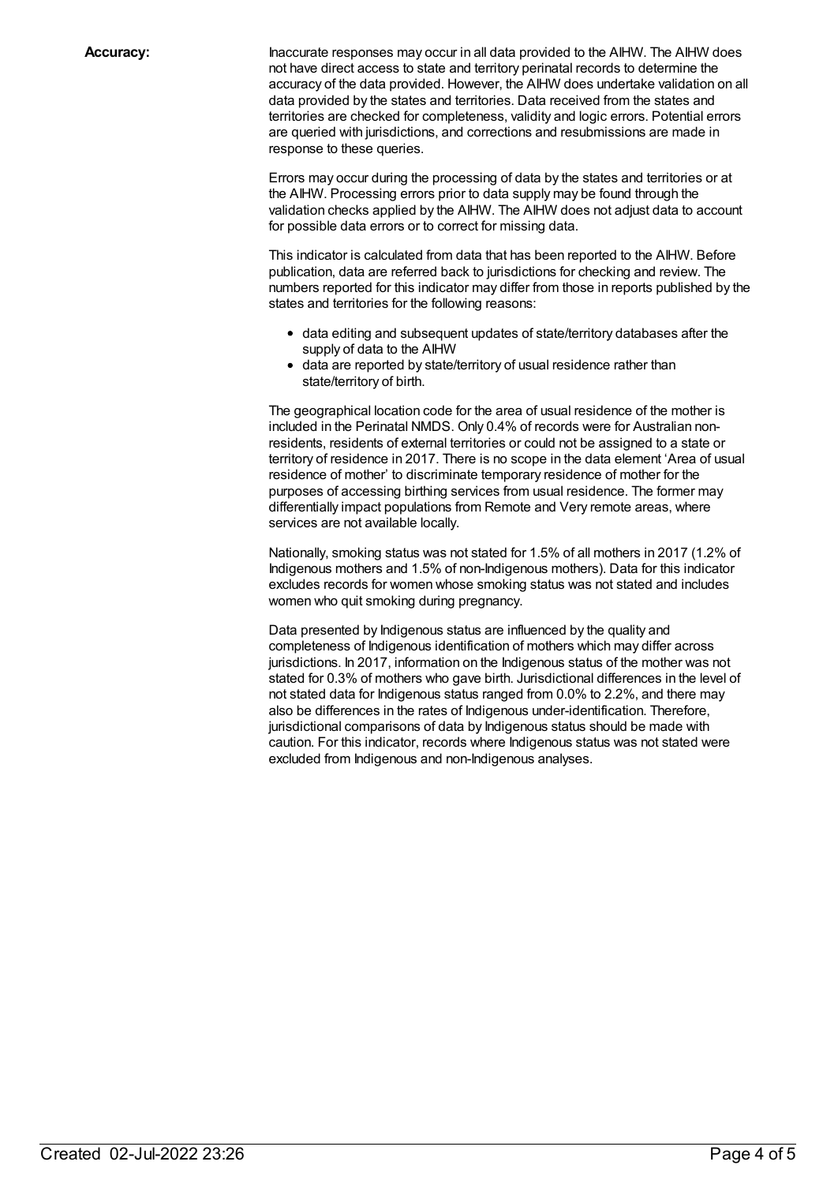**Accuracy:**

Inaccurate responses may occur in all data provided to the AIHW. The AIHW does not have direct access to state and territory perinatal records to determine the accuracy of the data provided. However, the AIHW does undertake validation on all data provided by the states and territories. Data received from the states and territories are checked for completeness, validity and logic errors. Potential errors are queried with jurisdictions, and corrections and resubmissions are made in response to these queries.

Errors may occur during the processing of data by the states and territories or at the AIHW. Processing errors prior to data supply may be found through the validation checks applied by the AIHW. The AIHW does not adjust data to account for possible data errors or to correct for missing data.

This indicator is calculated from data that has been reported to the AIHW. Before publication, data are referred back to jurisdictions for checking and review. The numbers reported for this indicator may differ from those in reports published by the states and territories for the following reasons:

- data editing and subsequent updates of state/territory databases after the supply of data to the AIHW
- data are reported by state/territory of usual residence rather than state/territory of birth.

The geographical location code for the area of usual residence of the mother is included in the Perinatal NMDS. Only 0.4% of records were for Australian non-residents, residents of external territories or could not be assigned to a state or territory of residence in 2017. There is no scope in the data element 'Area of usual residence of mother' to discriminate temporary residence of mother for the purposes of accessing birthing services from usual residence. The former may differentially impact populations from Remote and Very remote areas, where services are not available locally.

Nationally, smoking status was not stated for 1.5% of all mothers in 2017 (1.2% of Indigenous mothers and 1.5% of non-Indigenous mothers). Data for this indicator excludes records for women whose smoking status was not stated and includes women who quit smoking during pregnancy.

Data presented by Indigenous status are influenced by the quality and completeness of Indigenous identification of mothers which may differ across jurisdictions. In 2017, information on the Indigenous status of the mother was not stated for 0.3% of mothers who gave birth. Jurisdictional differences in the level of not stated data for Indigenous status ranged from 0.0% to 2.2%, and there may also be differences in the rates of Indigenous under-identification. Therefore, jurisdictional comparisons of data by Indigenous status should be made with caution. For this indicator, records where Indigenous status was not stated were excluded from Indigenous and non-Indigenous analyses.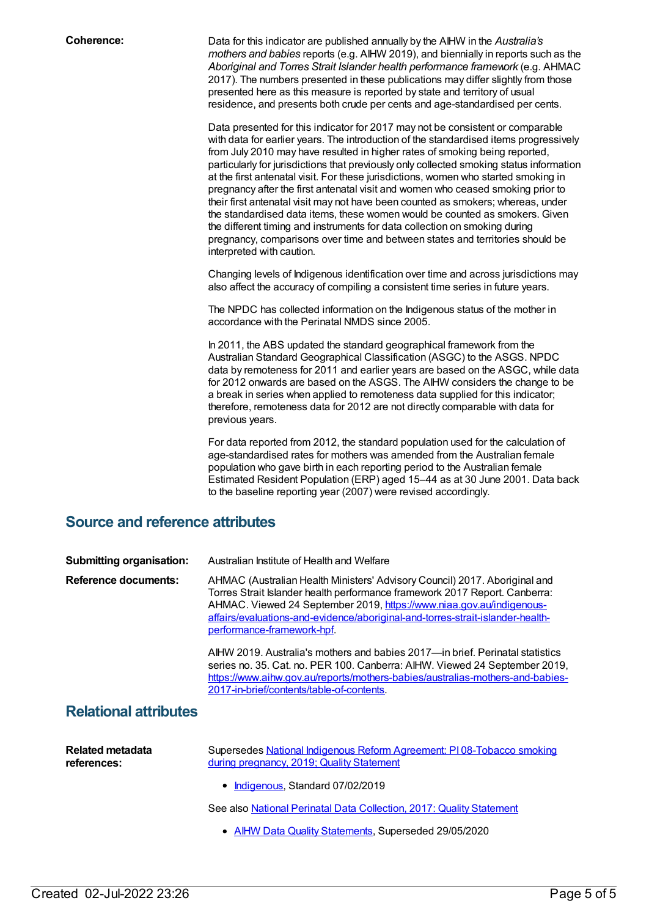**Coherence:**

Data for this indicator are published annually by the AIHW in the *Australia's mothers and babies* reports (e.g. AIHW 2019), and biennially in reports such as the *Aboriginal and Torres Strait Islander health performance framework* (e.g. AHMAC 2017). The numbers presented in these publications may differ slightly from those presented here as this measure is reported by state and territory of usual residence, and presents both crude per cents and age-standardised per cents.

Data presented for this indicator for 2017 may not be consistent or comparable with data for earlier years. The introduction of the standardised items progressively from July 2010 may have resulted in higher rates of smoking being reported, particularly for jurisdictions that previously only collected smoking status information at the first antenatal visit. For these jurisdictions, women who started smoking in pregnancy after the first antenatal visit and women who ceased smoking prior to their first antenatal visit may not have been counted as smokers; whereas, under the standardised data items, these women would be counted as smokers. Given the different timing and instruments for data collection on smoking during pregnancy, comparisons over time and between states and territories should be interpreted with caution.

Changing levels of Indigenous identification over time and across jurisdictions may also affect the accuracy of compiling a consistent time series in future years.

The NPDC has collected information on the Indigenous status of the mother in accordance with the Perinatal NMDS since 2005.

In 2011, the ABS updated the standard geographical framework from the Australian Standard Geographical Classification (ASGC) to the ASGS. NPDC data by remoteness for 2011 and earlier years are based on the ASGC, while data for 2012 onwards are based on the ASGS. The AIHW considers the change to be a break in series when applied to remoteness data supplied for this indicator; therefore, remoteness data for 2012 are not directly comparable with data for previous years.

For data reported from 2012, the standard population used for the calculation of age-standardised rates for mothers was amended from the Australian female population who gave birth in each reporting period to the Australian female Estimated Resident Population (ERP) aged 15–44 as at 30 June 2001. Data back to the baseline reporting year (2007) were revised accordingly.

## Source and reference attributes

**Submitting organisation:** Australian Institute of Health and Welfare

**Reference documents:**

AHMAC (Australian Health Ministers' Advisory Council) 2017. Aboriginal and Torres Strait Islander health performance framework 2017 Report. Canberra: AHMAC. Viewed 24 September 2019, https://www.niaa.gov.au/indigenous-affairs/evaluations-and-evidence/aboriginal-and-torres-strait-islander-health-performance-framework-hpf.

AIHW 2019. Australia's mothers and babies 2017—in brief. Perinatal statistics series no. 35. Cat. no. PER 100. Canberra: AIHW. Viewed 24 September 2019, https://www.aihw.gov.au/reports/mothers-babies/australias-mothers-and-babies-2017-in-brief/contents/table-of-contents.

## Relational attributes

**Related metadata references:**

Supersedes National Indigenous Reform Agreement: PI 08-Tobacco smoking during pregnancy, 2019; Quality Statement

- Indigenous, Standard 07/02/2019

See also National Perinatal Data Collection, 2017: Quality Statement

- AIHW Data Quality Statements, Superseded 29/05/2020